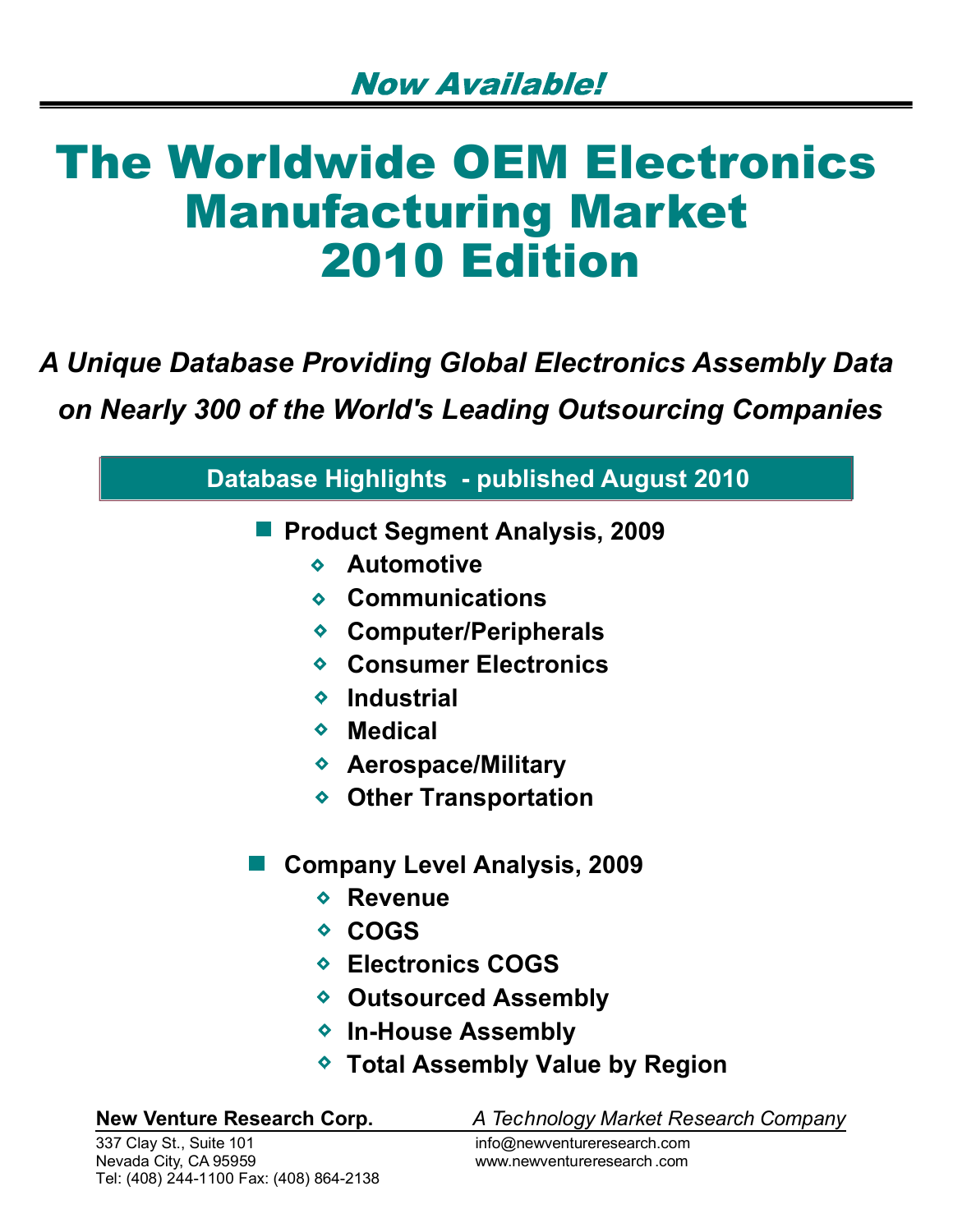***Now Available!***

# The Worldwide OEM Electronics Manufacturing Market 2010 Edition

***A Unique Database Providing Global Electronics Assembly Data on Nearly 300 of the World's Leading Outsourcing Companies***

## Database Highlights - published August 2010

- **Product Segment Analysis, 2009**
  - **Automotive**
  - **Communications**
  - **Computer/Peripherals**
  - **Consumer Electronics**
  - **Industrial**
  - **Medical**
  - **Aerospace/Military**
  - **Other Transportation**

- **Company Level Analysis, 2009**
  - **Revenue**
  - **COGS**
  - **Electronics COGS**
  - **Outsourced Assembly**
  - **In-House Assembly**
  - **Total Assembly Value by Region**

**New Venture Research Corp.** *A Technology Market Research Company*

337 Clay St., Suite 101
Nevada City, CA 95959
Tel: (408) 244-1100 Fax: (408) 864-2138

info@newventureresearch.com
www.newventureresearch .com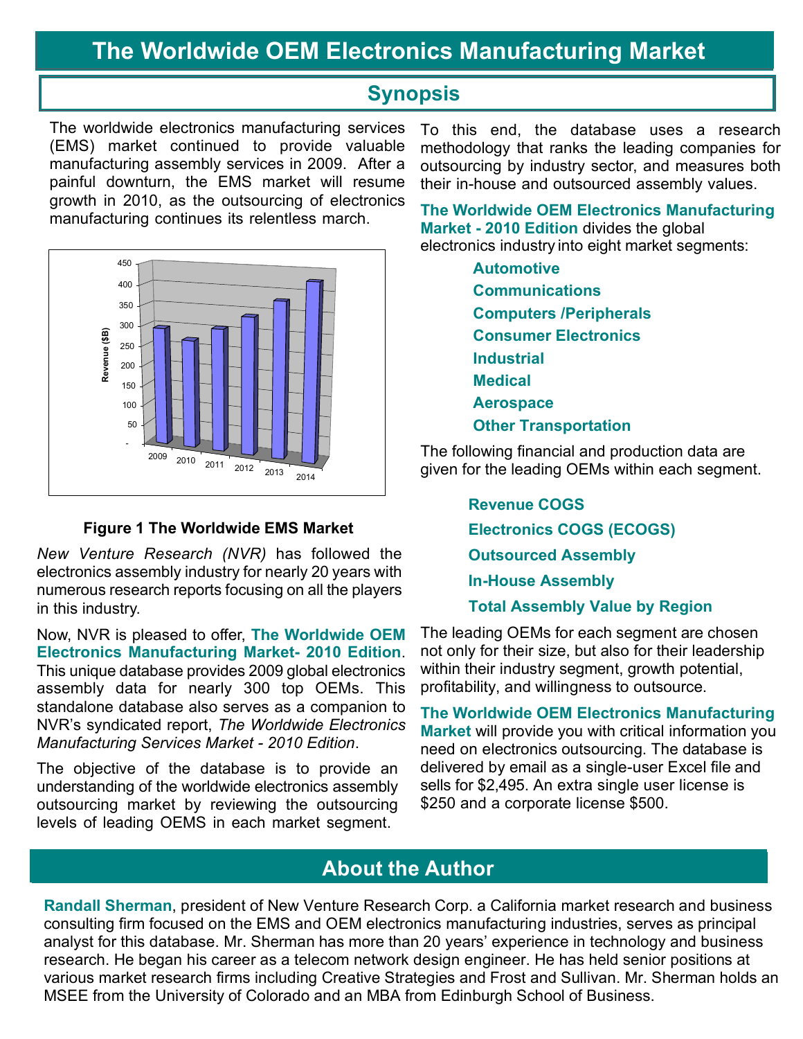# The Worldwide OEM Electronics Manufacturing Market

## Synopsis

The worldwide electronics manufacturing services (EMS) market continued to provide valuable manufacturing assembly services in 2009. After a painful downturn, the EMS market will resume growth in 2010, as the outsourcing of electronics manufacturing continues its relentless march.

**Figure 1 The Worldwide EMS Market**

*New Venture Research (NVR)* has followed the electronics assembly industry for nearly 20 years with numerous research reports focusing on all the players in this industry.

Now, NVR is pleased to offer, **The Worldwide OEM Electronics Manufacturing Market- 2010 Edition**. This unique database provides 2009 global electronics assembly data for nearly 300 top OEMs. This standalone database also serves as a companion to NVR's syndicated report, *The Worldwide Electronics Manufacturing Services Market - 2010 Edition*.

The objective of the database is to provide an understanding of the worldwide electronics assembly outsourcing market by reviewing the outsourcing levels of leading OEMS in each market segment.

To this end, the database uses a research methodology that ranks the leading companies for outsourcing by industry sector, and measures both their in-house and outsourced assembly values.

**The Worldwide OEM Electronics Manufacturing Market - 2010 Edition** divides the global electronics industry into eight market segments:

- **Automotive**
- **Communications**
- **Computers /Peripherals**
- **Consumer Electronics**
- **Industrial**
- **Medical**
- **Aerospace**
- **Other Transportation**

The following financial and production data are given for the leading OEMs within each segment.

- **Revenue COGS**
- **Electronics COGS (ECOGS)**
- **Outsourced Assembly**
- **In-House Assembly**
- **Total Assembly Value by Region**

The leading OEMs for each segment are chosen not only for their size, but also for their leadership within their industry segment, growth potential, profitability, and willingness to outsource.

**The Worldwide OEM Electronics Manufacturing Market** will provide you with critical information you need on electronics outsourcing. The database is delivered by email as a single-user Excel file and sells for $2,495. An extra single user license is $250 and a corporate license $500.

## About the Author

**Randall Sherman**, president of New Venture Research Corp. a California market research and business consulting firm focused on the EMS and OEM electronics manufacturing industries, serves as principal analyst for this database. Mr. Sherman has more than 20 years' experience in technology and business research. He began his career as a telecom network design engineer. He has held senior positions at various market research firms including Creative Strategies and Frost and Sullivan. Mr. Sherman holds an MSEE from the University of Colorado and an MBA from Edinburgh School of Business.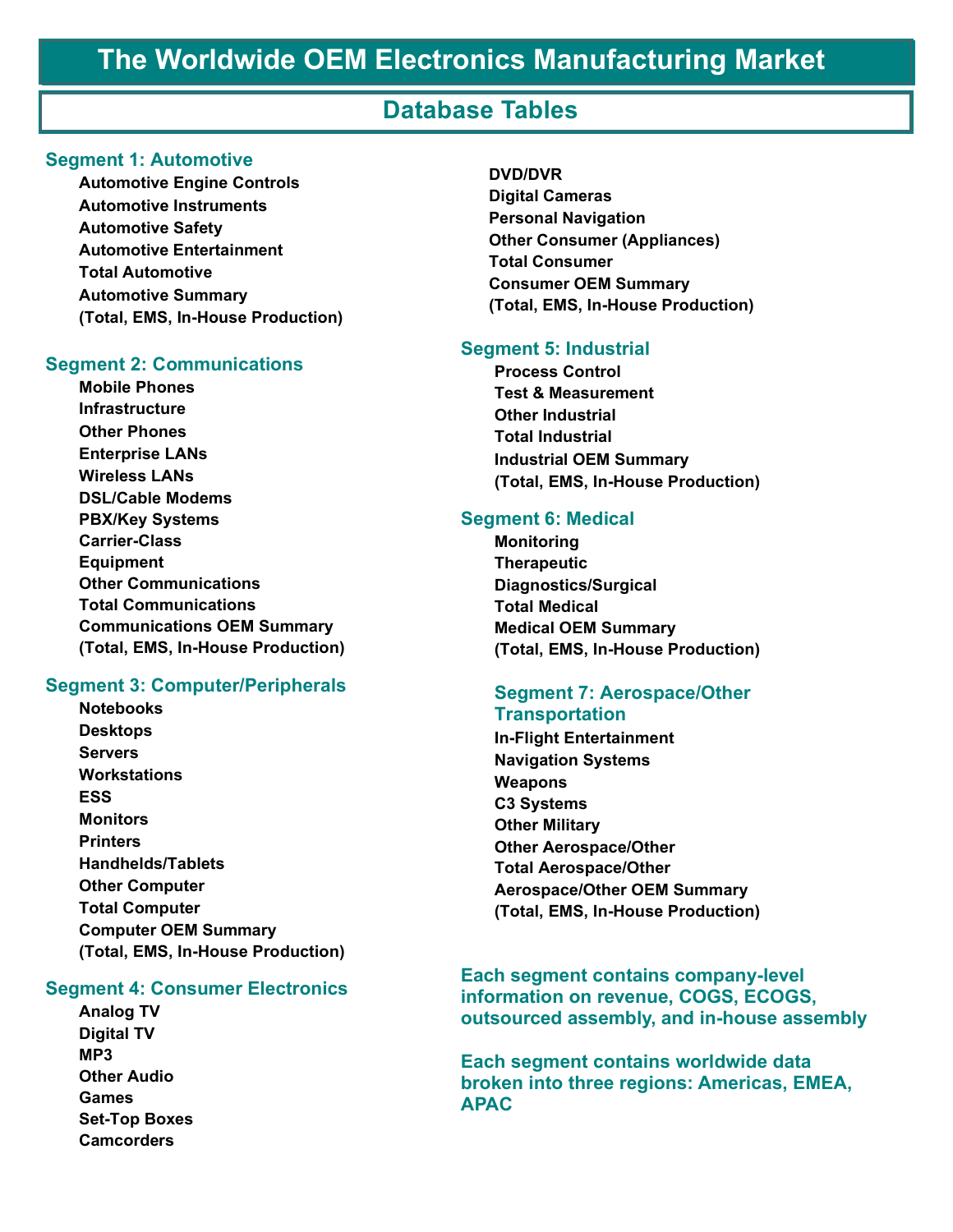# The Worldwide OEM Electronics Manufacturing Market

## Database Tables

### Segment 1: Automotive

**Automotive Engine Controls**
**Automotive Instruments**
**Automotive Safety**
**Automotive Entertainment**
**Total Automotive**
**Automotive Summary**
**(Total, EMS, In-House Production)**

### Segment 2: Communications

**Mobile Phones**
**Infrastructure**
**Other Phones**
**Enterprise LANs**
**Wireless LANs**
**DSL/Cable Modems**
**PBX/Key Systems**
**Carrier-Class**
**Equipment**
**Other Communications**
**Total Communications**
**Communications OEM Summary**
**(Total, EMS, In-House Production)**

### Segment 3: Computer/Peripherals

**Notebooks**
**Desktops**
**Servers**
**Workstations**
**ESS**
**Monitors**
**Printers**
**Handhelds/Tablets**
**Other Computer**
**Total Computer**
**Computer OEM Summary**
**(Total, EMS, In-House Production)**

### Segment 4: Consumer Electronics

**Analog TV**
**Digital TV**
**MP3**
**Other Audio**
**Games**
**Set-Top Boxes**
**Camcorders**
**DVD/DVR**
**Digital Cameras**
**Personal Navigation**
**Other Consumer (Appliances)**
**Total Consumer**
**Consumer OEM Summary**
**(Total, EMS, In-House Production)**

### Segment 5: Industrial

**Process Control**
**Test & Measurement**
**Other Industrial**
**Total Industrial**
**Industrial OEM Summary**
**(Total, EMS, In-House Production)**

### Segment 6: Medical

**Monitoring**
**Therapeutic**
**Diagnostics/Surgical**
**Total Medical**
**Medical OEM Summary**
**(Total, EMS, In-House Production)**

### Segment 7: Aerospace/Other Transportation

**In-Flight Entertainment**
**Navigation Systems**
**Weapons**
**C3 Systems**
**Other Military**
**Other Aerospace/Other**
**Total Aerospace/Other**
**Aerospace/Other OEM Summary**
**(Total, EMS, In-House Production)**

**Each segment contains company-level information on revenue, COGS, ECOGS, outsourced assembly, and in-house assembly**

**Each segment contains worldwide data broken into three regions: Americas, EMEA, APAC**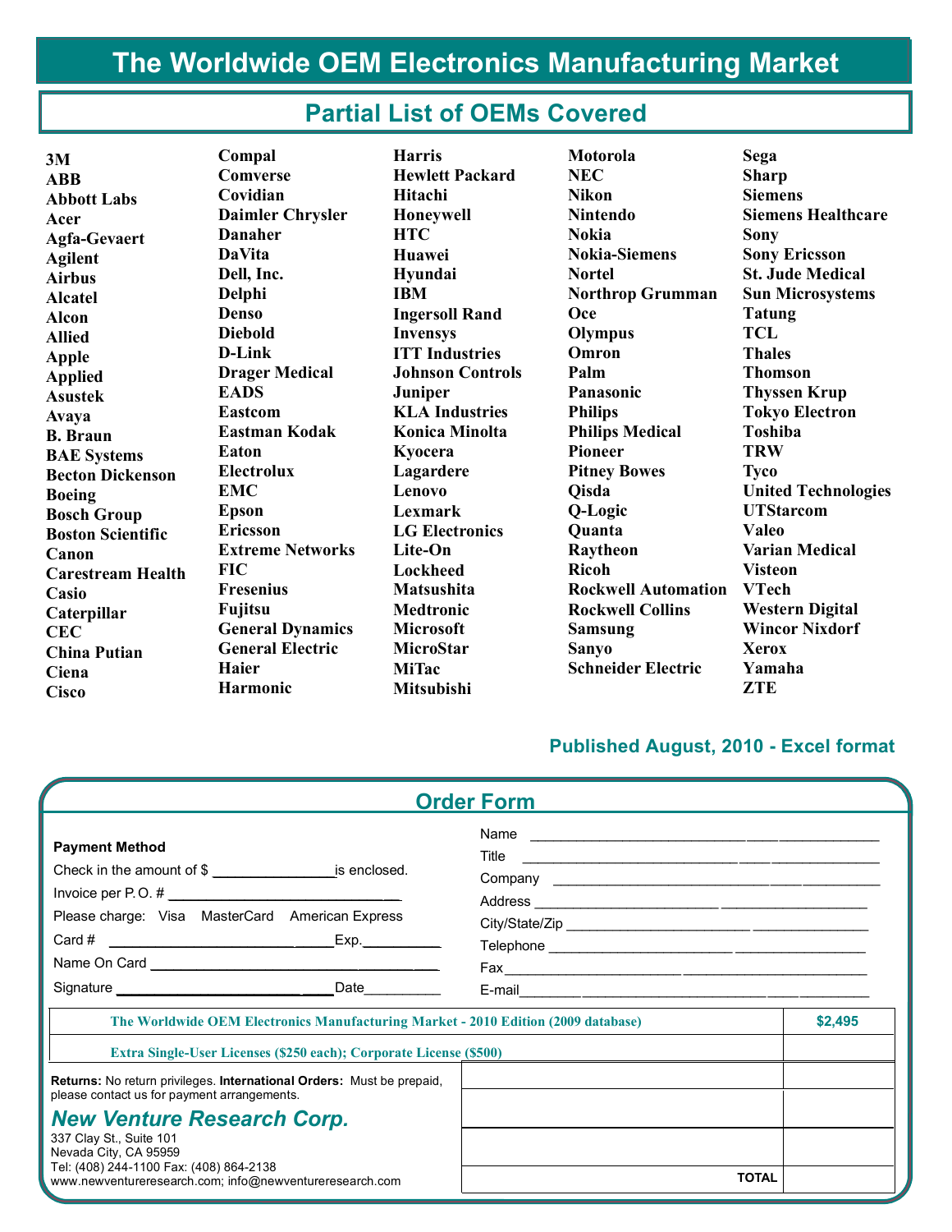# The Worldwide OEM Electronics Manufacturing Market

## Partial List of OEMs Covered

**3M**
**ABB**
**Abbott Labs**
**Acer**
**Agfa-Gevaert**
**Agilent**
**Airbus**
**Alcatel**
**Alcon**
**Allied**
**Apple**
**Applied**
**Asustek**
**Avaya**
**B. Braun**
**BAE Systems**
**Becton Dickenson**
**Boeing**
**Bosch Group**
**Boston Scientific**
**Canon**
**Carestream Health**
**Casio**
**Caterpillar**
**CEC**
**China Putian**
**Ciena**
**Cisco**
**Compal**
**Comverse**
**Covidian**
**Daimler Chrysler**
**Danaher**
**DaVita**
**Dell, Inc.**
**Delphi**
**Denso**
**Diebold**
**D-Link**
**Drager Medical**
**EADS**
**Eastcom**
**Eastman Kodak**
**Eaton**
**Electrolux**
**EMC**
**Epson**
**Ericsson**
**Extreme Networks**
**FIC**
**Fresenius**
**Fujitsu**
**General Dynamics**
**General Electric**
**Haier**
**Harmonic**
**Harris**
**Hewlett Packard**
**Hitachi**
**Honeywell**
**HTC**
**Huawei**
**Hyundai**
**IBM**
**Ingersoll Rand**
**Invensys**
**ITT Industries**
**Johnson Controls**
**Juniper**
**KLA Industries**
**Konica Minolta**
**Kyocera**
**Lagardere**
**Lenovo**
**Lexmark**
**LG Electronics**
**Lite-On**
**Lockheed**
**Matsushita**
**Medtronic**
**Microsoft**
**MicroStar**
**MiTac**
**Mitsubishi**
**Motorola**
**NEC**
**Nikon**
**Nintendo**
**Nokia**
**Nokia-Siemens**
**Nortel**
**Northrop Grumman**
**Oce**
**Olympus**
**Omron**
**Palm**
**Panasonic**
**Philips**
**Philips Medical**
**Pioneer**
**Pitney Bowes**
**Qisda**
**Q-Logic**
**Quanta**
**Raytheon**
**Ricoh**
**Rockwell Automation**
**Rockwell Collins**
**Samsung**
**Sanyo**
**Schneider Electric**
**Sega**
**Sharp**
**Siemens**
**Siemens Healthcare**
**Sony**
**Sony Ericsson**
**St. Jude Medical**
**Sun Microsystems**
**Tatung**
**TCL**
**Thales**
**Thomson**
**Thyssen Krup**
**Tokyo Electron**
**Toshiba**
**TRW**
**Tyco**
**United Technologies**
**UTStarcom**
**Valeo**
**Varian Medical**
**Visteon**
**VTech**
**Western Digital**
**Wincor Nixdorf**
**Xerox**
**Yamaha**
**ZTE**

**Published August, 2010 - Excel format**

## Order Form

**Payment Method**

Check in the amount of $ ________________ is enclosed.

Invoice per P.O. # ______________________________

Please charge: Visa MasterCard American Express

Card # ______________________________ Exp. __________

Name On Card ______________________________

Signature ______________________________ Date __________

Name ______________________________

Title ______________________________

Company ______________________________

Address ______________________________

City/State/Zip ______________________________

Telephone ______________________________

Fax ______________________________

E-mail ______________________________

| | |
|---|---|
| The Worldwide OEM Electronics Manufacturing Market - 2010 Edition (2009 database) | $2,495 |
| Extra Single-User Licenses ($250 each); Corporate License ($500) | |
| | |
| | |
| | |
| TOTAL | |

**Returns:** No return privileges. **International Orders:** Must be prepaid, please contact us for payment arrangements.

***New Venture Research Corp.***
337 Clay St., Suite 101
Nevada City, CA 95959
Tel: (408) 244-1100 Fax: (408) 864-2138
www.newventureresearch.com; info@newventureresearch.com